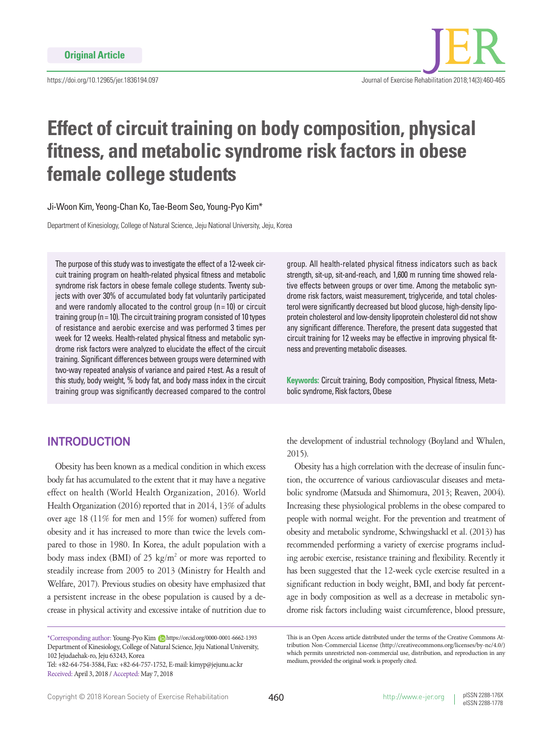Original Article

https://doi.org/10.12965/jer.1836194.097

# Effect of circuit training on body composition, physical fitness, and metabolic syndrome risk factors in obese female college students

Ji-Woon Kim, Yeong-Chan Ko, Tae-Beom Seo, Young-Pyo Kim*

Department of Kinesiology, College of Natural Science, Jeju National University, Jeju, Korea

The purpose of this study was to investigate the effect of a 12-week circuit training program on health-related physical fitness and metabolic syndrome risk factors in obese female college students. Twenty subjects with over 30% of accumulated body fat voluntarily participated and were randomly allocated to the control group (n=10) or circuit training group (n=10). The circuit training program consisted of 10 types of resistance and aerobic exercise and was performed 3 times per week for 12 weeks. Health-related physical fitness and metabolic syndrome risk factors were analyzed to elucidate the effect of the circuit training. Significant differences between groups were determined with two-way repeated analysis of variance and paired *t*-test. As a result of this study, body weight, % body fat, and body mass index in the circuit training group was significantly decreased compared to the control group. All health-related physical fitness indicators such as back strength, sit-up, sit-and-reach, and 1,600 m running time showed relative effects between groups or over time. Among the metabolic syndrome risk factors, waist measurement, triglyceride, and total cholesterol were significantly decreased but blood glucose, high-density lipoprotein cholesterol and low-density lipoprotein cholesterol did not show any significant difference. Therefore, the present data suggested that circuit training for 12 weeks may be effective in improving physical fitness and preventing metabolic diseases.

**Keywords:** Circuit training, Body composition, Physical fitness, Metabolic syndrome, Risk factors, Obese

## INTRODUCTION

Obesity has been known as a medical condition in which excess body fat has accumulated to the extent that it may have a negative effect on health (World Health Organization, 2016). World Health Organization (2016) reported that in 2014, 13% of adults over age 18 (11% for men and 15% for women) suffered from obesity and it has increased to more than twice the levels compared to those in 1980. In Korea, the adult population with a body mass index (BMI) of 25 $kg/m^2$ or more was reported to steadily increase from 2005 to 2013 (Ministry for Health and Welfare, 2017). Previous studies on obesity have emphasized that a persistent increase in the obese population is caused by a decrease in physical activity and excessive intake of nutrition due to the development of industrial technology (Boyland and Whalen, 2015).

Obesity has a high correlation with the decrease of insulin function, the occurrence of various cardiovascular diseases and metabolic syndrome (Matsuda and Shimomura, 2013; Reaven, 2004). Increasing these physiological problems in the obese compared to people with normal weight. For the prevention and treatment of obesity and metabolic syndrome, Schwingshackl et al. (2013) has recommended performing a variety of exercise programs including aerobic exercise, resistance training and flexibility. Recently it has been suggested that the 12-week cycle exercise resulted in a significant reduction in body weight, BMI, and body fat percentage in body composition as well as a decrease in metabolic syndrome risk factors including waist circumference, blood pressure,

*Corresponding author: Young-Pyo Kim https://orcid.org/0000-0001-6662-1393
Department of Kinesiology, College of Natural Science, Jeju National University, 102 Jejudaehak-ro, Jeju 63243, Korea
Tel: +82-64-754-3584, Fax: +82-64-757-1752, E-mail: kimyp@jejunu.ac.kr
Received: April 3, 2018 / Accepted: May 7, 2018

This is an Open Access article distributed under the terms of the Creative Commons Attribution Non-Commercial License (http://creativecommons.org/licenses/by-nc/4.0/) which permits unrestricted non-commercial use, distribution, and reproduction in any medium, provided the original work is properly cited.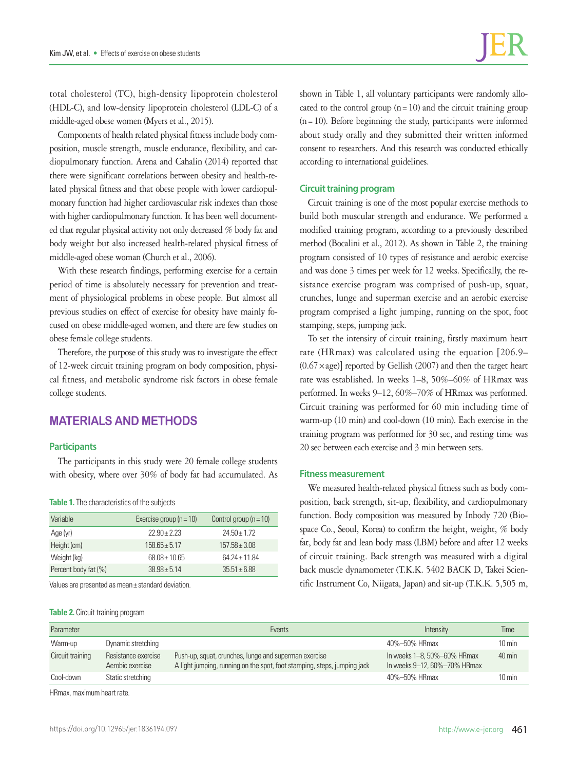total cholesterol (TC), high-density lipoprotein cholesterol (HDL-C), and low-density lipoprotein cholesterol (LDL-C) of a middle-aged obese women (Myers et al., 2015).

Components of health related physical fitness include body composition, muscle strength, muscle endurance, flexibility, and cardiopulmonary function. Arena and Cahalin (2014) reported that there were significant correlations between obesity and health-related physical fitness and that obese people with lower cardiopulmonary function had higher cardiovascular risk indexes than those with higher cardiopulmonary function. It has been well documented that regular physical activity not only decreased % body fat and body weight but also increased health-related physical fitness of middle-aged obese woman (Church et al., 2006).

With these research findings, performing exercise for a certain period of time is absolutely necessary for prevention and treatment of physiological problems in obese people. But almost all previous studies on effect of exercise for obesity have mainly focused on obese middle-aged women, and there are few studies on obese female college students.

Therefore, the purpose of this study was to investigate the effect of 12-week circuit training program on body composition, physical fitness, and metabolic syndrome risk factors in obese female college students.

## MATERIALS AND METHODS

### Participants

The participants in this study were 20 female college students with obesity, where over 30% of body fat had accumulated. As shown in Table 1, all voluntary participants were randomly allocated to the control group (n = 10) and the circuit training group (n = 10). Before beginning the study, participants were informed about study orally and they submitted their written informed consent to researchers. And this research was conducted ethically according to international guidelines.

**Table 1.** The characteristics of the subjects

| Variable | Exercise group (n = 10) | Control group (n = 10) |
|---|---|---|
| Age (yr) | 22.90 ± 2.23 | 24.50 ± 1.72 |
| Height (cm) | 158.65 ± 5.17 | 157.58 ± 3.08 |
| Weight (kg) | 68.08 ± 10.65 | 64.24 ± 11.84 |
| Percent body fat (%) | 38.98 ± 5.14 | 35.51 ± 6.88 |

Values are presented as mean ± standard deviation.

### Circuit training program

Circuit training is one of the most popular exercise methods to build both muscular strength and endurance. We performed a modified training program, according to a previously described method (Bocalini et al., 2012). As shown in Table 2, the training program consisted of 10 types of resistance and aerobic exercise and was done 3 times per week for 12 weeks. Specifically, the resistance exercise program was comprised of push-up, squat, crunches, lunge and superman exercise and an aerobic exercise program comprised a light jumping, running on the spot, foot stamping, steps, jumping jack.

To set the intensity of circuit training, firstly maximum heart rate (HRmax) was calculated using the equation [206.9–(0.67 × age)] reported by Gellish (2007) and then the target heart rate was established. In weeks 1–8, 50%–60% of HRmax was performed. In weeks 9–12, 60%–70% of HRmax was performed. Circuit training was performed for 60 min including time of warm-up (10 min) and cool-down (10 min). Each exercise in the training program was performed for 30 sec, and resting time was 20 sec between each exercise and 3 min between sets.

**Table 2.** Circuit training program

| Parameter | | Events | Intensity | Time |
|---|---|---|---|---|
| Warm-up | Dynamic stretching | | 40%–50% HRmax | 10 min |
| Circuit training | Resistance exercise<br>Aerobic exercise | Push-up, squat, crunches, lunge and superman exercise<br>A light jumping, running on the spot, foot stamping, steps, jumping jack | In weeks 1–8, 50%–60% HRmax<br>In weeks 9–12, 60%–70% HRmax | 40 min |
| Cool-down | Static stretching | | 40%–50% HRmax | 10 min |

HRmax, maximum heart rate.

### Fitness measurement

We measured health-related physical fitness such as body composition, back strength, sit-up, flexibility, and cardiopulmonary function. Body composition was measured by Inbody 720 (Biospace Co., Seoul, Korea) to confirm the height, weight, % body fat, body fat and lean body mass (LBM) before and after 12 weeks of circuit training. Back strength was measured with a digital back muscle dynamometer (T.K.K. 5402 BACK D, Takei Scientific Instrument Co, Niigata, Japan) and sit-up (T.K.K. 5,505 m,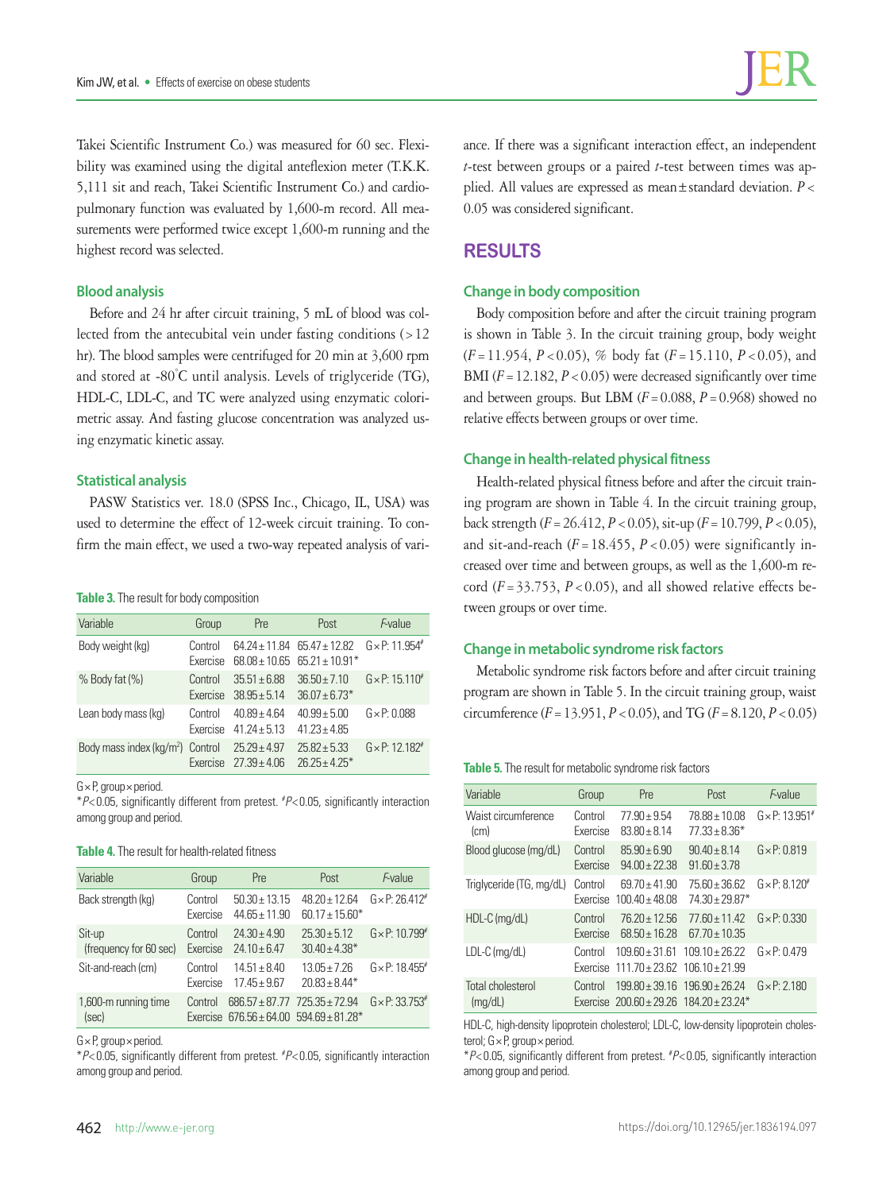Takei Scientific Instrument Co.) was measured for 60 sec. Flexibility was examined using the digital anteflexion meter (T.K.K. 5,111 sit and reach, Takei Scientific Instrument Co.) and cardiopulmonary function was evaluated by 1,600-m record. All measurements were performed twice except 1,600-m running and the highest record was selected.

### Blood analysis

Before and 24 hr after circuit training, 5 mL of blood was collected from the antecubital vein under fasting conditions (>12 hr). The blood samples were centrifuged for 20 min at 3,600 rpm and stored at -80°C until analysis. Levels of triglyceride (TG), HDL-C, LDL-C, and TC were analyzed using enzymatic colorimetric assay. And fasting glucose concentration was analyzed using enzymatic kinetic assay.

### Statistical analysis

PASW Statistics ver. 18.0 (SPSS Inc., Chicago, IL, USA) was used to determine the effect of 12-week circuit training. To confirm the main effect, we used a two-way repeated analysis of variance. If there was a significant interaction effect, an independent *t*-test between groups or a paired *t*-test between times was applied. All values are expressed as mean±standard deviation. $P<0.05$ was considered significant.

## RESULTS

### Change in body composition

Body composition before and after the circuit training program is shown in Table 3. In the circuit training group, body weight ($F=11.954$, $P<0.05$), % body fat ($F=15.110$, $P<0.05$), and BMI ($F=12.182$, $P<0.05$) were decreased significantly over time and between groups. But LBM ($F=0.088$, $P=0.968$) showed no relative effects between groups or over time.

### Change in health-related physical fitness

Health-related physical fitness before and after the circuit training program are shown in Table 4. In the circuit training group, back strength ($F=26.412$, $P<0.05$), sit-up ($F=10.799$, $P<0.05$), and sit-and-reach ($F=18.455$, $P<0.05$) were significantly increased over time and between groups, as well as the 1,600-m record ($F=33.753$, $P<0.05$), and all showed relative effects between groups or over time.

### Change in metabolic syndrome risk factors

Metabolic syndrome risk factors before and after circuit training program are shown in Table 5. In the circuit training group, waist circumference ($F=13.951$, $P<0.05$), and TG ($F=8.120$, $P<0.05$)

**Table 3.** The result for body composition

| Variable | Group | Pre | Post | *F*-value |
|---|---|---|---|---|
| Body weight (kg) | Control | 64.24±11.84 | 65.47±12.82 | G×P: 11.954# |
| | Exercise | 68.08±10.65 | 65.21±10.91* | |
| % Body fat (%) | Control | 35.51±6.88 | 36.50±7.10 | G×P: 15.110# |
| | Exercise | 38.95±5.14 | 36.07±6.73* | |
| Lean body mass (kg) | Control | 40.89±4.64 | 40.99±5.00 | G×P: 0.088 |
| | Exercise | 41.24±5.13 | 41.23±4.85 | |
| Body mass index (kg/m$^2$) | Control | 25.29±4.97 | 25.82±5.33 | G×P: 12.182# |
| | Exercise | 27.39±4.06 | 26.25±4.25* | |

G×P, group×period.
*$P<0.05$, significantly different from pretest. #$P<0.05$, significantly interaction among group and period.

**Table 4.** The result for health-related fitness

| Variable | Group | Pre | Post | *F*-value |
|---|---|---|---|---|
| Back strength (kg) | Control | 50.30±13.15 | 48.20±12.64 | G×P: 26.412# |
| | Exercise | 44.65±11.90 | 60.17±15.60* | |
| Sit-up (frequency for 60 sec) | Control | 24.30±4.90 | 25.30±5.12 | G×P: 10.799# |
| | Exercise | 24.10±6.47 | 30.40±4.38* | |
| Sit-and-reach (cm) | Control | 14.51±8.40 | 13.05±7.26 | G×P: 18.455# |
| | Exercise | 17.45±9.67 | 20.83±8.44* | |
| 1,600-m running time (sec) | Control | 686.57±87.77 | 725.35±72.94 | G×P: 33.753# |
| | Exercise | 676.56±64.00 | 594.69±81.28* | |

G×P, group×period.
*$P<0.05$, significantly different from pretest. #$P<0.05$, significantly interaction among group and period.

**Table 5.** The result for metabolic syndrome risk factors

| Variable | Group | Pre | Post | *F*-value |
|---|---|---|---|---|
| Waist circumference (cm) | Control | 77.90±9.54 | 78.88±10.08 | G×P: 13.951# |
| | Exercise | 83.80±8.14 | 77.33±8.36* | |
| Blood glucose (mg/dL) | Control | 85.90±6.90 | 90.40±8.14 | G×P: 0.819 |
| | Exercise | 94.00±22.38 | 91.60±3.78 | |
| Triglyceride (TG, mg/dL) | Control | 69.70±41.90 | 75.60±36.62 | G×P: 8.120# |
| | Exercise | 100.40±48.08 | 74.30±29.87* | |
| HDL-C (mg/dL) | Control | 76.20±12.56 | 77.60±11.42 | G×P: 0.330 |
| | Exercise | 68.50±16.28 | 67.70±10.35 | |
| LDL-C (mg/dL) | Control | 109.60±31.61 | 109.10±26.22 | G×P: 0.479 |
| | Exercise | 111.70±23.62 | 106.10±21.99 | |
| Total cholesterol (mg/dL) | Control | 199.80±39.16 | 196.90±26.24 | G×P: 2.180 |
| | Exercise | 200.60±29.26 | 184.20±23.24* | |

HDL-C, high-density lipoprotein cholesterol; LDL-C, low-density lipoprotein cholesterol; G×P, group×period.
*$P<0.05$, significantly different from pretest. #$P<0.05$, significantly interaction among group and period.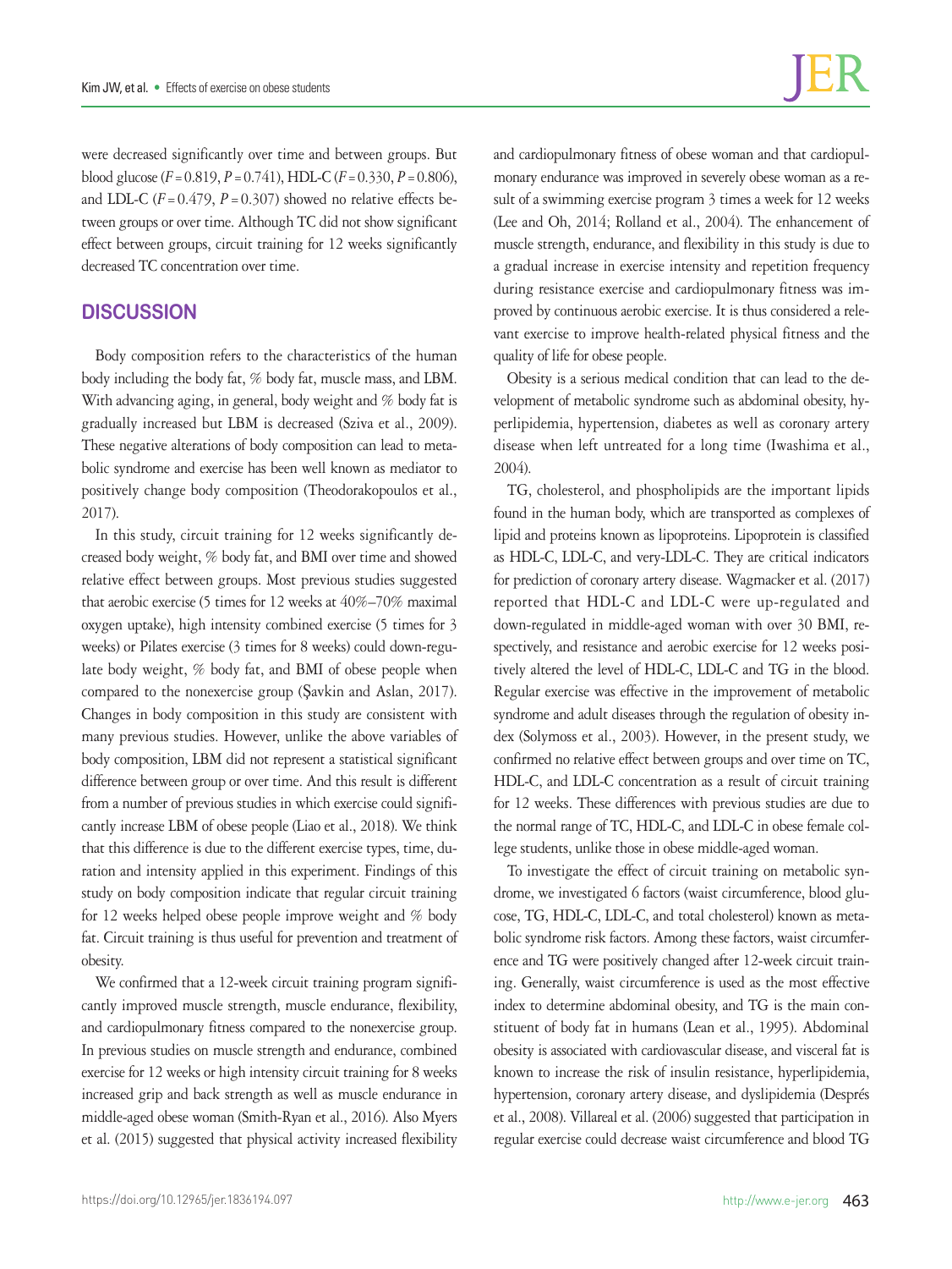were decreased significantly over time and between groups. But blood glucose ($F = 0.819$, $P = 0.741$), HDL-C ($F = 0.330$, $P = 0.806$), and LDL-C ($F = 0.479$, $P = 0.307$) showed no relative effects between groups or over time. Although TC did not show significant effect between groups, circuit training for 12 weeks significantly decreased TC concentration over time.

## DISCUSSION

Body composition refers to the characteristics of the human body including the body fat, % body fat, muscle mass, and LBM. With advancing aging, in general, body weight and % body fat is gradually increased but LBM is decreased (Sziva et al., 2009). These negative alterations of body composition can lead to metabolic syndrome and exercise has been well known as mediator to positively change body composition (Theodorakopoulos et al., 2017).

In this study, circuit training for 12 weeks significantly decreased body weight, % body fat, and BMI over time and showed relative effect between groups. Most previous studies suggested that aerobic exercise (5 times for 12 weeks at 40%–70% maximal oxygen uptake), high intensity combined exercise (5 times for 3 weeks) or Pilates exercise (3 times for 8 weeks) could down-regulate body weight, % body fat, and BMI of obese people when compared to the nonexercise group (Şavkin and Aslan, 2017). Changes in body composition in this study are consistent with many previous studies. However, unlike the above variables of body composition, LBM did not represent a statistical significant difference between group or over time. And this result is different from a number of previous studies in which exercise could significantly increase LBM of obese people (Liao et al., 2018). We think that this difference is due to the different exercise types, time, duration and intensity applied in this experiment. Findings of this study on body composition indicate that regular circuit training for 12 weeks helped obese people improve weight and % body fat. Circuit training is thus useful for prevention and treatment of obesity.

We confirmed that a 12-week circuit training program significantly improved muscle strength, muscle endurance, flexibility, and cardiopulmonary fitness compared to the nonexercise group. In previous studies on muscle strength and endurance, combined exercise for 12 weeks or high intensity circuit training for 8 weeks increased grip and back strength as well as muscle endurance in middle-aged obese woman (Smith-Ryan et al., 2016). Also Myers et al. (2015) suggested that physical activity increased flexibility and cardiopulmonary fitness of obese woman and that cardiopulmonary endurance was improved in severely obese woman as a result of a swimming exercise program 3 times a week for 12 weeks (Lee and Oh, 2014; Rolland et al., 2004). The enhancement of muscle strength, endurance, and flexibility in this study is due to a gradual increase in exercise intensity and repetition frequency during resistance exercise and cardiopulmonary fitness was improved by continuous aerobic exercise. It is thus considered a relevant exercise to improve health-related physical fitness and the quality of life for obese people.

Obesity is a serious medical condition that can lead to the development of metabolic syndrome such as abdominal obesity, hyperlipidemia, hypertension, diabetes as well as coronary artery disease when left untreated for a long time (Iwashima et al., 2004).

TG, cholesterol, and phospholipids are the important lipids found in the human body, which are transported as complexes of lipid and proteins known as lipoproteins. Lipoprotein is classified as HDL-C, LDL-C, and very-LDL-C. They are critical indicators for prediction of coronary artery disease. Wagmacker et al. (2017) reported that HDL-C and LDL-C were up-regulated and down-regulated in middle-aged woman with over 30 BMI, respectively, and resistance and aerobic exercise for 12 weeks positively altered the level of HDL-C, LDL-C and TG in the blood. Regular exercise was effective in the improvement of metabolic syndrome and adult diseases through the regulation of obesity index (Solymoss et al., 2003). However, in the present study, we confirmed no relative effect between groups and over time on TC, HDL-C, and LDL-C concentration as a result of circuit training for 12 weeks. These differences with previous studies are due to the normal range of TC, HDL-C, and LDL-C in obese female college students, unlike those in obese middle-aged woman.

To investigate the effect of circuit training on metabolic syndrome, we investigated 6 factors (waist circumference, blood glucose, TG, HDL-C, LDL-C, and total cholesterol) known as metabolic syndrome risk factors. Among these factors, waist circumference and TG were positively changed after 12-week circuit training. Generally, waist circumference is used as the most effective index to determine abdominal obesity, and TG is the main constituent of body fat in humans (Lean et al., 1995). Abdominal obesity is associated with cardiovascular disease, and visceral fat is known to increase the risk of insulin resistance, hyperlipidemia, hypertension, coronary artery disease, and dyslipidemia (Després et al., 2008). Villareal et al. (2006) suggested that participation in regular exercise could decrease waist circumference and blood TG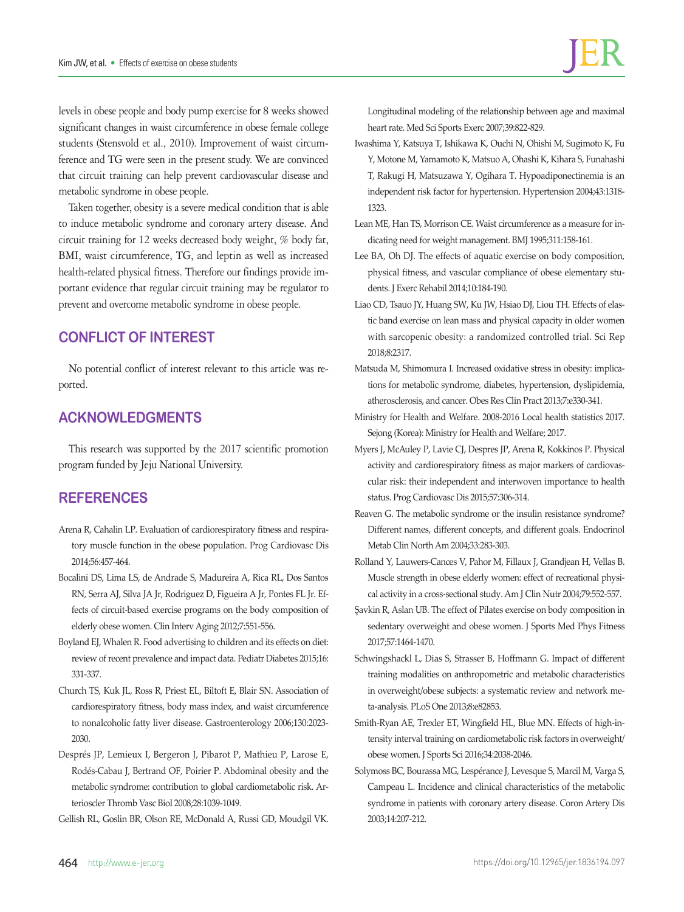levels in obese people and body pump exercise for 8 weeks showed significant changes in waist circumference in obese female college students (Stensvold et al., 2010). Improvement of waist circumference and TG were seen in the present study. We are convinced that circuit training can help prevent cardiovascular disease and metabolic syndrome in obese people.

Taken together, obesity is a severe medical condition that is able to induce metabolic syndrome and coronary artery disease. And circuit training for 12 weeks decreased body weight, % body fat, BMI, waist circumference, TG, and leptin as well as increased health-related physical fitness. Therefore our findings provide important evidence that regular circuit training may be regulator to prevent and overcome metabolic syndrome in obese people.

## CONFLICT OF INTEREST

No potential conflict of interest relevant to this article was reported.

## ACKNOWLEDGMENTS

This research was supported by the 2017 scientific promotion program funded by Jeju National University.

## REFERENCES

Arena R, Cahalin LP. Evaluation of cardiorespiratory fitness and respiratory muscle function in the obese population. Prog Cardiovasc Dis 2014;56:457-464.

Bocalini DS, Lima LS, de Andrade S, Madureira A, Rica RL, Dos Santos RN, Serra AJ, Silva JA Jr, Rodriguez D, Figueira A Jr, Pontes FL Jr. Effects of circuit-based exercise programs on the body composition of elderly obese women. Clin Interv Aging 2012;7:551-556.

Boyland EJ, Whalen R. Food advertising to children and its effects on diet: review of recent prevalence and impact data. Pediatr Diabetes 2015;16:331-337.

Church TS, Kuk JL, Ross R, Priest EL, Biltoft E, Blair SN. Association of cardiorespiratory fitness, body mass index, and waist circumference to nonalcoholic fatty liver disease. Gastroenterology 2006;130:2023-2030.

Després JP, Lemieux I, Bergeron J, Pibarot P, Mathieu P, Larose E, Rodés-Cabau J, Bertrand OF, Poirier P. Abdominal obesity and the metabolic syndrome: contribution to global cardiometabolic risk. Arterioscler Thromb Vasc Biol 2008;28:1039-1049.

Gellish RL, Goslin BR, Olson RE, McDonald A, Russi GD, Moudgil VK. Longitudinal modeling of the relationship between age and maximal heart rate. Med Sci Sports Exerc 2007;39:822-829.

Iwashima Y, Katsuya T, Ishikawa K, Ouchi N, Ohishi M, Sugimoto K, Fu Y, Motone M, Yamamoto K, Matsuo A, Ohashi K, Kihara S, Funahashi T, Rakugi H, Matsuzawa Y, Ogihara T. Hypoadiponectinemia is an independent risk factor for hypertension. Hypertension 2004;43:1318-1323.

Lean ME, Han TS, Morrison CE. Waist circumference as a measure for indicating need for weight management. BMJ 1995;311:158-161.

Lee BA, Oh DJ. The effects of aquatic exercise on body composition, physical fitness, and vascular compliance of obese elementary students. J Exerc Rehabil 2014;10:184-190.

Liao CD, Tsauo JY, Huang SW, Ku JW, Hsiao DJ, Liou TH. Effects of elastic band exercise on lean mass and physical capacity in older women with sarcopenic obesity: a randomized controlled trial. Sci Rep 2018;8:2317.

Matsuda M, Shimomura I. Increased oxidative stress in obesity: implications for metabolic syndrome, diabetes, hypertension, dyslipidemia, atherosclerosis, and cancer. Obes Res Clin Pract 2013;7:e330-341.

Ministry for Health and Welfare. 2008-2016 Local health statistics 2017. Sejong (Korea): Ministry for Health and Welfare; 2017.

Myers J, McAuley P, Lavie CJ, Despres JP, Arena R, Kokkinos P. Physical activity and cardiorespiratory fitness as major markers of cardiovascular risk: their independent and interwoven importance to health status. Prog Cardiovasc Dis 2015;57:306-314.

Reaven G. The metabolic syndrome or the insulin resistance syndrome? Different names, different concepts, and different goals. Endocrinol Metab Clin North Am 2004;33:283-303.

Rolland Y, Lauwers-Cances V, Pahor M, Fillaux J, Grandjean H, Vellas B. Muscle strength in obese elderly women: effect of recreational physical activity in a cross-sectional study. Am J Clin Nutr 2004;79:552-557.

Şavkin R, Aslan UB. The effect of Pilates exercise on body composition in sedentary overweight and obese women. J Sports Med Phys Fitness 2017;57:1464-1470.

Schwingshackl L, Dias S, Strasser B, Hoffmann G. Impact of different training modalities on anthropometric and metabolic characteristics in overweight/obese subjects: a systematic review and network meta-analysis. PLoS One 2013;8:e82853.

Smith-Ryan AE, Trexler ET, Wingfield HL, Blue MN. Effects of high-intensity interval training on cardiometabolic risk factors in overweight/obese women. J Sports Sci 2016;34:2038-2046.

Solymoss BC, Bourassa MG, Lespérance J, Levesque S, Marcil M, Varga S, Campeau L. Incidence and clinical characteristics of the metabolic syndrome in patients with coronary artery disease. Coron Artery Dis 2003;14:207-212.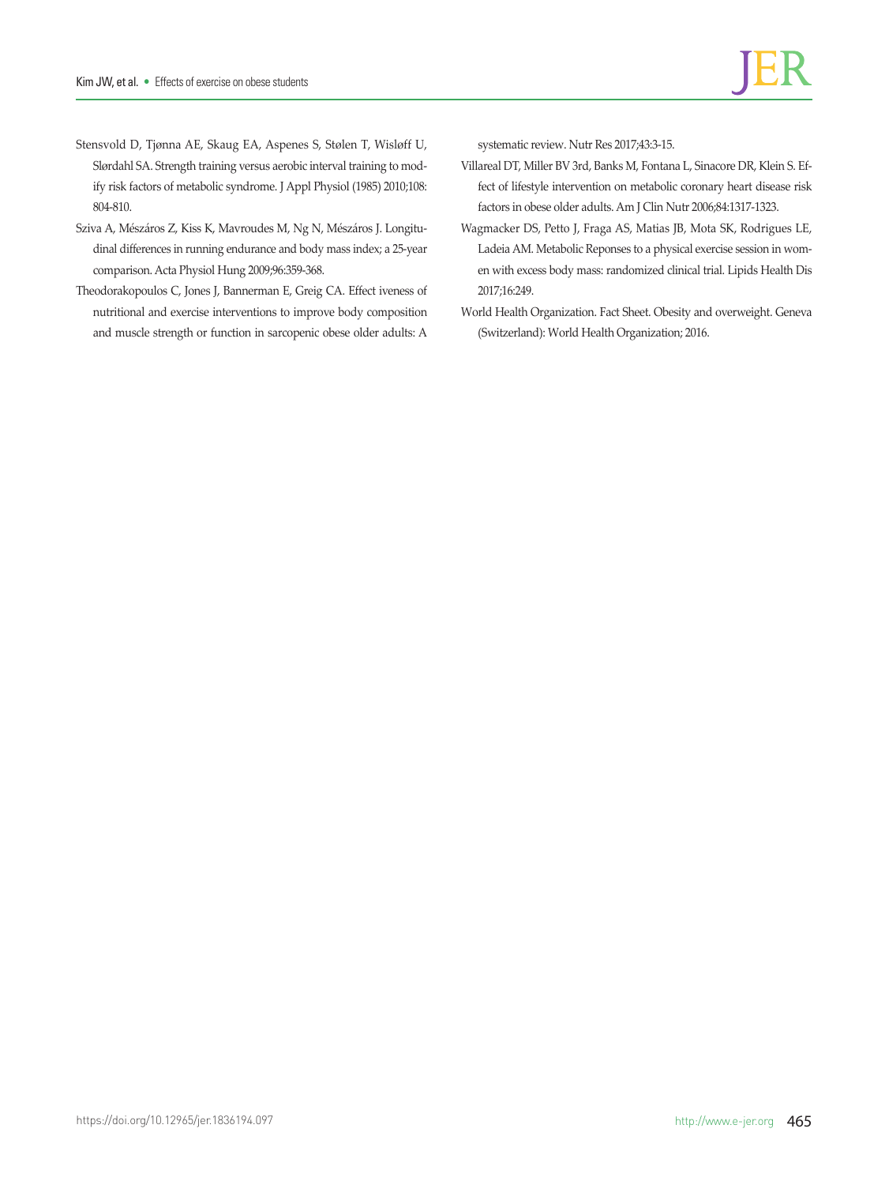Stensvold D, Tjønna AE, Skaug EA, Aspenes S, Stølen T, Wisløff U, Slørdahl SA. Strength training versus aerobic interval training to modify risk factors of metabolic syndrome. J Appl Physiol (1985) 2010;108: 804-810.

Sziva A, Mészáros Z, Kiss K, Mavroudes M, Ng N, Mészáros J. Longitudinal differences in running endurance and body mass index; a 25-year comparison. Acta Physiol Hung 2009;96:359-368.

Theodorakopoulos C, Jones J, Bannerman E, Greig CA. Effect iveness of nutritional and exercise interventions to improve body composition and muscle strength or function in sarcopenic obese older adults: A systematic review. Nutr Res 2017;43:3-15.

Villareal DT, Miller BV 3rd, Banks M, Fontana L, Sinacore DR, Klein S. Effect of lifestyle intervention on metabolic coronary heart disease risk factors in obese older adults. Am J Clin Nutr 2006;84:1317-1323.

Wagmacker DS, Petto J, Fraga AS, Matias JB, Mota SK, Rodrigues LE, Ladeia AM. Metabolic Reponses to a physical exercise session in women with excess body mass: randomized clinical trial. Lipids Health Dis 2017;16:249.

World Health Organization. Fact Sheet. Obesity and overweight. Geneva (Switzerland): World Health Organization; 2016.